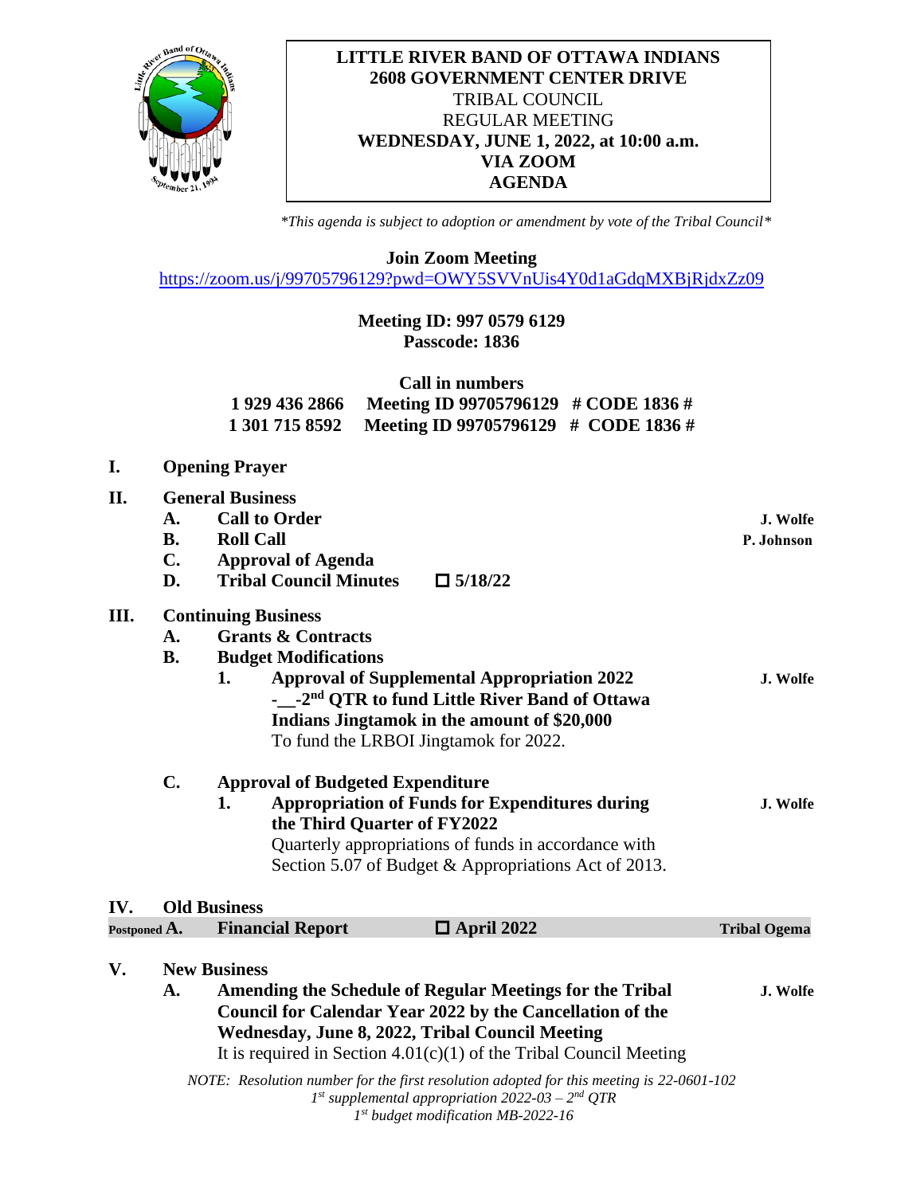**LITTLE RIVER BAND OF OTTAWA INDIANS**
**2608 GOVERNMENT CENTER DRIVE**
TRIBAL COUNCIL
REGULAR MEETING
**WEDNESDAY, JUNE 1, 2022, at 10:00 a.m.**
**VIA ZOOM**
**AGENDA**

*\*This agenda is subject to adoption or amendment by vote of the Tribal Council\**

**Join Zoom Meeting**
https://zoom.us/j/99705796129?pwd=OWY5SVVnUis4Y0d1aGdqMXBjRjdxZz09

**Meeting ID: 997 0579 6129**
**Passcode: 1836**

**Call in numbers**
**1 929 436 2866 Meeting ID 99705796129 # CODE 1836 #**
**1 301 715 8592 Meeting ID 99705796129 # CODE 1836 #**

**I. Opening Prayer**

**II. General Business**
- **A. Call to Order** — **J. Wolfe**
- **B. Roll Call** — **P. Johnson**
- **C. Approval of Agenda**
- **D. Tribal Council Minutes** ☐ 5/18/22

**III. Continuing Business**
- **A. Grants & Contracts**
- **B. Budget Modifications**
  1. **Approval of Supplemental Appropriation 2022 -__-2nd QTR to fund Little River Band of Ottawa Indians Jingtamok in the amount of $20,000** — **J. Wolfe**
     To fund the LRBOI Jingtamok for 2022.
- **C. Approval of Budgeted Expenditure**
  1. **Appropriation of Funds for Expenditures during the Third Quarter of FY2022** — **J. Wolfe**
     Quarterly appropriations of funds in accordance with Section 5.07 of Budget & Appropriations Act of 2013.

**IV. Old Business**
- Postponed **A. Financial Report** ☐ **April 2022** — **Tribal Ogema**

**V. New Business**
- **A. Amending the Schedule of Regular Meetings for the Tribal Council for Calendar Year 2022 by the Cancellation of the Wednesday, June 8, 2022, Tribal Council Meeting** — **J. Wolfe**
  It is required in Section 4.01(c)(1) of the Tribal Council Meeting

*NOTE: Resolution number for the first resolution adopted for this meeting is 22-0601-102*
*1st supplemental appropriation 2022-03 – 2nd QTR*
*1st budget modification MB-2022-16*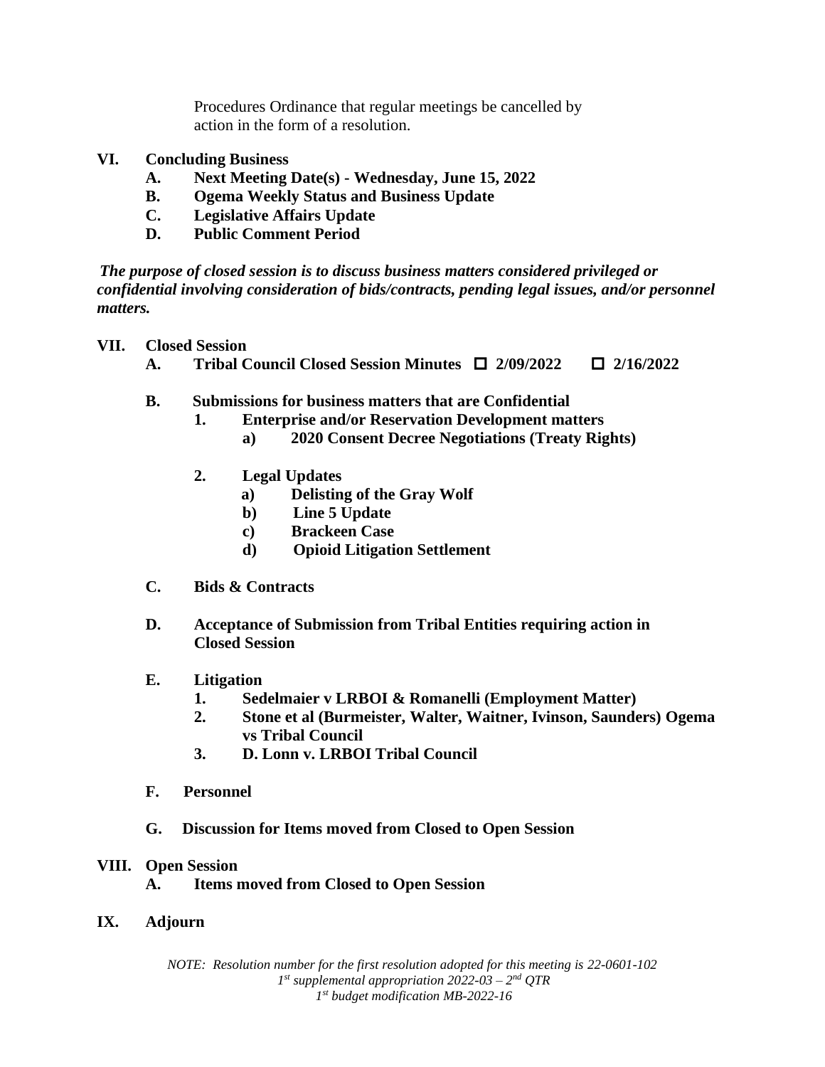Procedures Ordinance that regular meetings be cancelled by action in the form of a resolution.

**VI. Concluding Business**

- **A. Next Meeting Date(s) - Wednesday, June 15, 2022**
- **B. Ogema Weekly Status and Business Update**
- **C. Legislative Affairs Update**
- **D. Public Comment Period**

***The purpose of closed session is to discuss business matters considered privileged or confidential involving consideration of bids/contracts, pending legal issues, and/or personnel matters.***

**VII. Closed Session**

- **A. Tribal Council Closed Session Minutes ☐ 2/09/2022 ☐ 2/16/2022**
- **B. Submissions for business matters that are Confidential**
  - **1. Enterprise and/or Reservation Development matters**
    - **a) 2020 Consent Decree Negotiations (Treaty Rights)**
  - **2. Legal Updates**
    - **a) Delisting of the Gray Wolf**
    - **b) Line 5 Update**
    - **c) Brackeen Case**
    - **d) Opioid Litigation Settlement**
- **C. Bids & Contracts**
- **D. Acceptance of Submission from Tribal Entities requiring action in Closed Session**
- **E. Litigation**
  - **1. Sedelmaier v LRBOI & Romanelli (Employment Matter)**
  - **2. Stone et al (Burmeister, Walter, Waitner, Ivinson, Saunders) Ogema vs Tribal Council**
  - **3. D. Lonn v. LRBOI Tribal Council**
- **F. Personnel**
- **G. Discussion for Items moved from Closed to Open Session**

**VIII. Open Session**

- **A. Items moved from Closed to Open Session**

**IX. Adjourn**

*NOTE: Resolution number for the first resolution adopted for this meeting is 22-0601-102*
*1st supplemental appropriation 2022-03 – 2nd QTR*
*1st budget modification MB-2022-16*